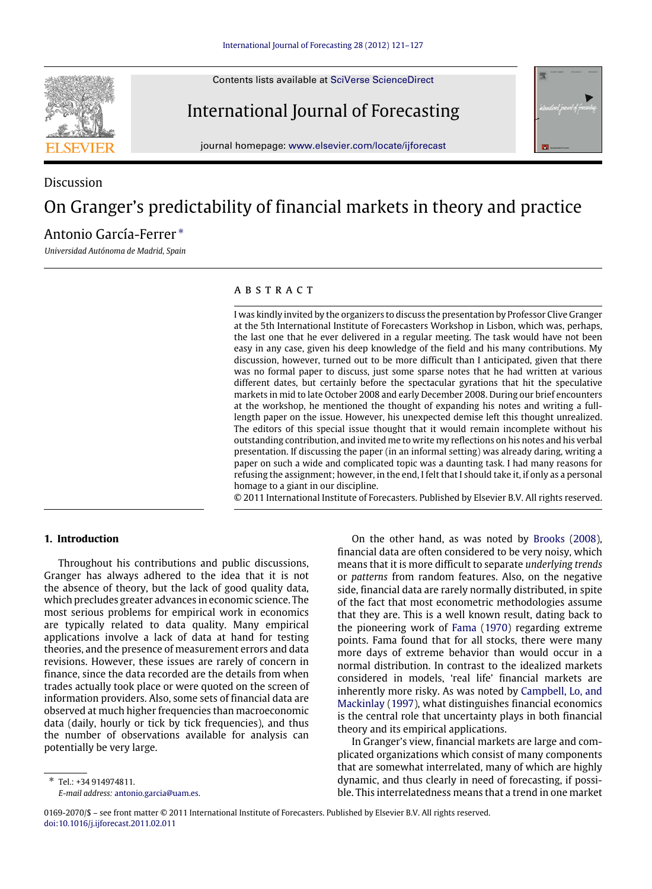Discussion

# On Granger's predictability of financial markets in theory and practice

Antonio García-Ferrer *

*Universidad Autónoma de Madrid, Spain*

## ABSTRACT

I was kindly invited by the organizers to discuss the presentation by Professor Clive Granger at the 5th International Institute of Forecasters Workshop in Lisbon, which was, perhaps, the last one that he ever delivered in a regular meeting. The task would have not been easy in any case, given his deep knowledge of the field and his many contributions. My discussion, however, turned out to be more difficult than I anticipated, given that there was no formal paper to discuss, just some sparse notes that he had written at various different dates, but certainly before the spectacular gyrations that hit the speculative markets in mid to late October 2008 and early December 2008. During our brief encounters at the workshop, he mentioned the thought of expanding his notes and writing a full-length paper on the issue. However, his unexpected demise left this thought unrealized. The editors of this special issue thought that it would remain incomplete without his outstanding contribution, and invited me to write my reflections on his notes and his verbal presentation. If discussing the paper (in an informal setting) was already daring, writing a paper on such a wide and complicated topic was a daunting task. I had many reasons for refusing the assignment; however, in the end, I felt that I should take it, if only as a personal homage to a giant in our discipline.

© 2011 International Institute of Forecasters. Published by Elsevier B.V. All rights reserved.

## 1. Introduction

Throughout his contributions and public discussions, Granger has always adhered to the idea that it is not the absence of theory, but the lack of good quality data, which precludes greater advances in economic science. The most serious problems for empirical work in economics are typically related to data quality. Many empirical applications involve a lack of data at hand for testing theories, and the presence of measurement errors and data revisions. However, these issues are rarely of concern in finance, since the data recorded are the details from when trades actually took place or were quoted on the screen of information providers. Also, some sets of financial data are observed at much higher frequencies than macroeconomic data (daily, hourly or tick by tick frequencies), and thus the number of observations available for analysis can potentially be very large.

On the other hand, as was noted by Brooks (2008), financial data are often considered to be very noisy, which means that it is more difficult to separate *underlying trends* or *patterns* from random features. Also, on the negative side, financial data are rarely normally distributed, in spite of the fact that most econometric methodologies assume that they are. This is a well known result, dating back to the pioneering work of Fama (1970) regarding extreme points. Fama found that for all stocks, there were many more days of extreme behavior than would occur in a normal distribution. In contrast to the idealized markets considered in models, 'real life' financial markets are inherently more risky. As was noted by Campbell, Lo, and Mackinlay (1997), what distinguishes financial economics is the central role that uncertainty plays in both financial theory and its empirical applications.

In Granger's view, financial markets are large and complicated organizations which consist of many components that are somewhat interrelated, many of which are highly dynamic, and thus clearly in need of forecasting, if possible. This interrelatedness means that a trend in one market

---

* Tel.: +34 914974811.
*E-mail address:* antonio.garcia@uam.es.

0169-2070/$ – see front matter © 2011 International Institute of Forecasters. Published by Elsevier B.V. All rights reserved.
doi:10.1016/j.ijforecast.2011.02.011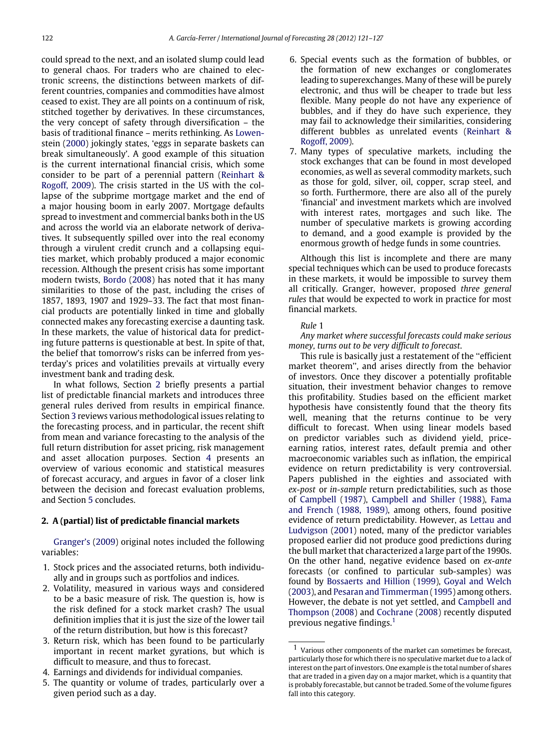could spread to the next, and an isolated slump could lead to general chaos. For traders who are chained to electronic screens, the distinctions between markets of different countries, companies and commodities have almost ceased to exist. They are all points on a continuum of risk, stitched together by derivatives. In these circumstances, the very concept of safety through diversification – the basis of traditional finance – merits rethinking. As Lowenstein (2000) jokingly states, 'eggs in separate baskets can break simultaneously'. A good example of this situation is the current international financial crisis, which some consider to be part of a perennial pattern (Reinhart & Rogoff, 2009). The crisis started in the US with the collapse of the subprime mortgage market and the end of a major housing boom in early 2007. Mortgage defaults spread to investment and commercial banks both in the US and across the world via an elaborate network of derivatives. It subsequently spilled over into the real economy through a virulent credit crunch and a collapsing equities market, which probably produced a major economic recession. Although the present crisis has some important modern twists, Bordo (2008) has noted that it has many similarities to those of the past, including the crises of 1857, 1893, 1907 and 1929–33. The fact that most financial products are potentially linked in time and globally connected makes any forecasting exercise a daunting task. In these markets, the value of historical data for predicting future patterns is questionable at best. In spite of that, the belief that tomorrow's risks can be inferred from yesterday's prices and volatilities prevails at virtually every investment bank and trading desk.

In what follows, Section 2 briefly presents a partial list of predictable financial markets and introduces three general rules derived from results in empirical finance. Section 3 reviews various methodological issues relating to the forecasting process, and in particular, the recent shift from mean and variance forecasting to the analysis of the full return distribution for asset pricing, risk management and asset allocation purposes. Section 4 presents an overview of various economic and statistical measures of forecast accuracy, and argues in favor of a closer link between the decision and forecast evaluation problems, and Section 5 concludes.

## 2. A (partial) list of predictable financial markets

Granger's (2009) original notes included the following variables:

1. Stock prices and the associated returns, both individually and in groups such as portfolios and indices.
2. Volatility, measured in various ways and considered to be a basic measure of risk. The question is, how is the risk defined for a stock market crash? The usual definition implies that it is just the size of the lower tail of the return distribution, but how is this forecast?
3. Return risk, which has been found to be particularly important in recent market gyrations, but which is difficult to measure, and thus to forecast.
4. Earnings and dividends for individual companies.
5. The quantity or volume of trades, particularly over a given period such as a day.
6. Special events such as the formation of bubbles, or the formation of new exchanges or conglomerates leading to superexchanges. Many of these will be purely electronic, and thus will be cheaper to trade but less flexible. Most people do not have any experience of bubbles, and if they do have such experience, they may fail to acknowledge their similarities, considering different bubbles as unrelated events (Reinhart & Rogoff, 2009).
7. Many types of speculative markets, including the stock exchanges that can be found in most developed economies, as well as several commodity markets, such as those for gold, silver, oil, copper, scrap steel, and so forth. Furthermore, there are also all of the purely 'financial' and investment markets which are involved with interest rates, mortgages and such like. The number of speculative markets is growing according to demand, and a good example is provided by the enormous growth of hedge funds in some countries.

Although this list is incomplete and there are many special techniques which can be used to produce forecasts in these markets, it would be impossible to survey them all critically. Granger, however, proposed *three general rules* that would be expected to work in practice for most financial markets.

*Rule* 1

*Any market where successful forecasts could make serious money, turns out to be very difficult to forecast.*

This rule is basically just a restatement of the ''efficient market theorem'', and arises directly from the behavior of investors. Once they discover a potentially profitable situation, their investment behavior changes to remove this profitability. Studies based on the efficient market hypothesis have consistently found that the theory fits well, meaning that the returns continue to be very difficult to forecast. When using linear models based on predictor variables such as dividend yield, price-earning ratios, interest rates, default premia and other macroeconomic variables such as inflation, the empirical evidence on return predictability is very controversial. Papers published in the eighties and associated with *ex-post* or *in-sample* return predictabilities, such as those of Campbell (1987), Campbell and Shiller (1988), Fama and French (1988, 1989), among others, found positive evidence of return predictability. However, as Lettau and Ludvigson (2001) noted, many of the predictor variables proposed earlier did not produce good predictions during the bull market that characterized a large part of the 1990s. On the other hand, negative evidence based on *ex-ante* forecasts (or confined to particular sub-samples) was found by Bossaerts and Hillion (1999), Goyal and Welch (2003), and Pesaran and Timmerman (1995) among others. However, the debate is not yet settled, and Campbell and Thompson (2008) and Cochrane (2008) recently disputed previous negative findings.[1]

[1] Various other components of the market can sometimes be forecast, particularly those for which there is no speculative market due to a lack of interest on the part of investors. One example is the total number of shares that are traded in a given day on a major market, which is a quantity that is probably forecastable, but cannot be traded. Some of the volume figures fall into this category.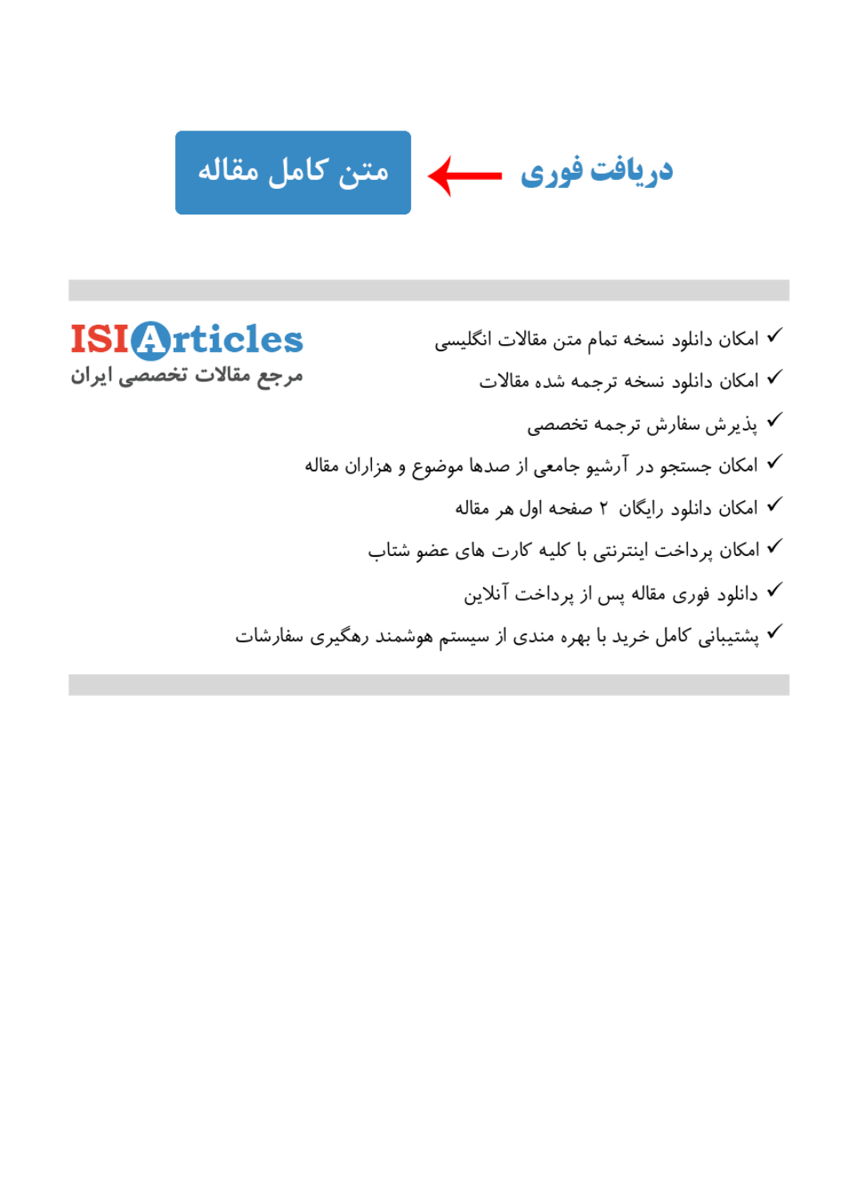دریافت فوری ← متن کامل مقاله

**ISIArticles**
مرجع مقالات تخصصی ایران

- ✓ امکان دانلود نسخه تمام متن مقالات انگلیسی
- ✓ امکان دانلود نسخه ترجمه شده مقالات
- ✓ پذیرش سفارش ترجمه تخصصی
- ✓ امکان جستجو در آرشیو جامعی از صدها موضوع و هزاران مقاله
- ✓ امکان دانلود رایگان ۲ صفحه اول هر مقاله
- ✓ امکان پرداخت اینترنتی با کلیه کارت های عضو شتاب
- ✓ دانلود فوری مقاله پس از پرداخت آنلاین
- ✓ پشتیبانی کامل خرید با بهره مندی از سیستم هوشمند رهگیری سفارشات